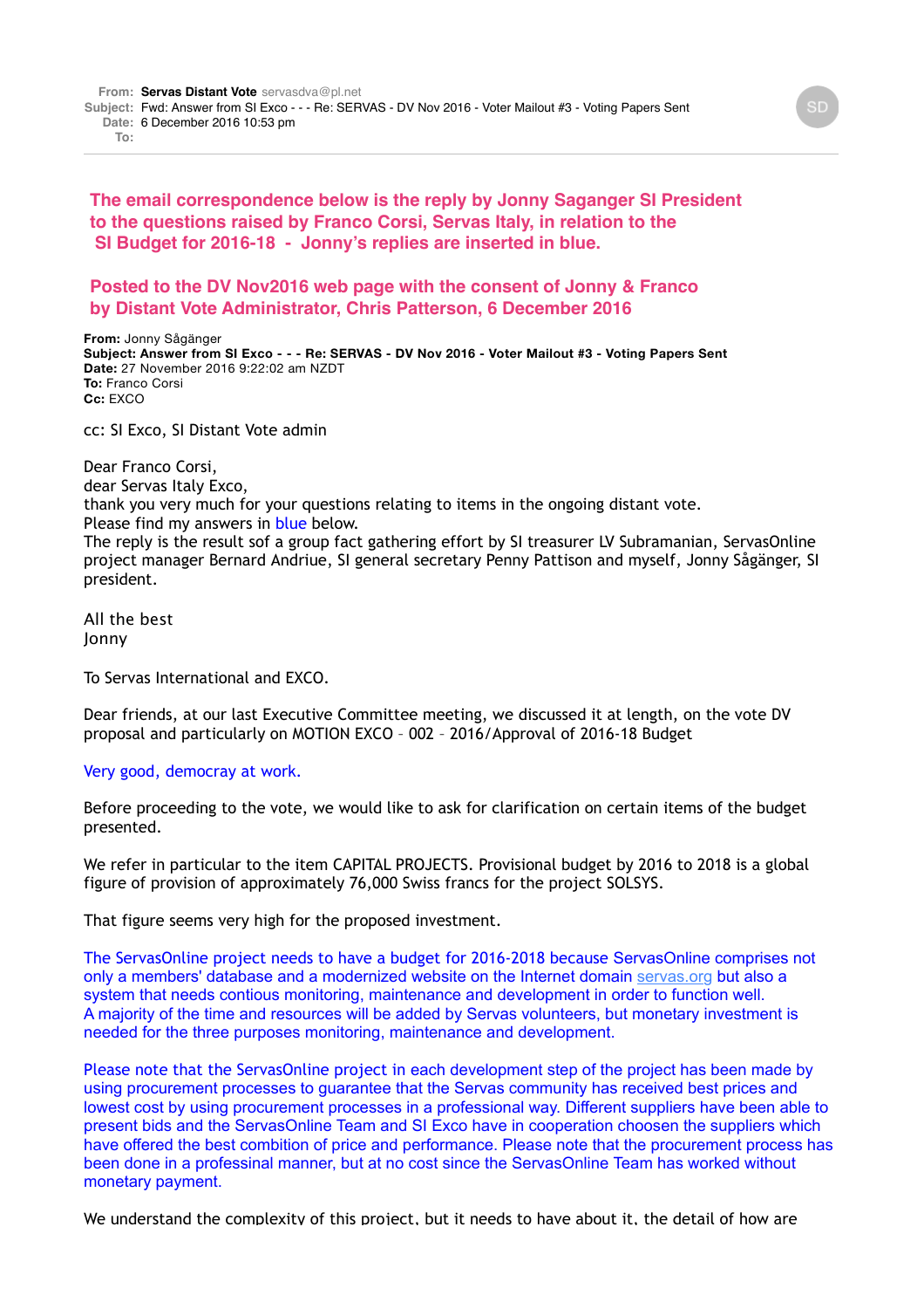**From:** **Servas Distant Vote** servasdva@pl.net
**Subject:** Fwd: Answer from SI Exco - - - Re: SERVAS - DV Nov 2016 - Voter Mailout #3 - Voting Papers Sent
**Date:** 6 December 2016 10:53 pm
**To:**

**The email correspondence below is the reply by Jonny Saganger SI President to the questions raised by Franco Corsi, Servas Italy, in relation to the SI Budget for 2016-18 - Jonny's replies are inserted in blue.**

**Posted to the DV Nov2016 web page with the consent of Jonny & Franco by Distant Vote Administrator, Chris Patterson, 6 December 2016**

**From:** Jonny Sågänger
**Subject: Answer from SI Exco - - - Re: SERVAS - DV Nov 2016 - Voter Mailout #3 - Voting Papers Sent**
**Date:** 27 November 2016 9:22:02 am NZDT
**To:** Franco Corsi
**Cc:** EXCO

cc: SI Exco, SI Distant Vote admin

Dear Franco Corsi,
dear Servas Italy Exco,
thank you very much for your questions relating to items in the ongoing distant vote.
Please find my answers in blue below.
The reply is the result sof a group fact gathering effort by SI treasurer LV Subramanian, ServasOnline project manager Bernard Andriue, SI general secretary Penny Pattison and myself, Jonny Sågänger, SI president.

All the best
Jonny

To Servas International and EXCO.

Dear friends, at our last Executive Committee meeting, we discussed it at length, on the vote DV proposal and particularly on MOTION EXCO – 002 – 2016/Approval of 2016-18 Budget

Very good, democray at work.

Before proceeding to the vote, we would like to ask for clarification on certain items of the budget presented.

We refer in particular to the item CAPITAL PROJECTS. Provisional budget by 2016 to 2018 is a global figure of provision of approximately 76,000 Swiss francs for the project SOLSYS.

That figure seems very high for the proposed investment.

The ServasOnline project needs to have a budget for 2016-2018 because ServasOnline comprises not only a members' database and a modernized website on the Internet domain servas.org but also a system that needs contious monitoring, maintenance and development in order to function well.
A majority of the time and resources will be added by Servas volunteers, but monetary investment is needed for the three purposes monitoring, maintenance and development.

Please note that the ServasOnline project in each development step of the project has been made by using procurement processes to guarantee that the Servas community has received best prices and lowest cost by using procurement processes in a professional way. Different suppliers have been able to present bids and the ServasOnline Team and SI Exco have in cooperation choosen the suppliers which have offered the best combition of price and performance. Please note that the procurement process has been done in a professinal manner, but at no cost since the ServasOnline Team has worked without monetary payment.

We understand the complexity of this project, but it needs to have about it, the detail of how are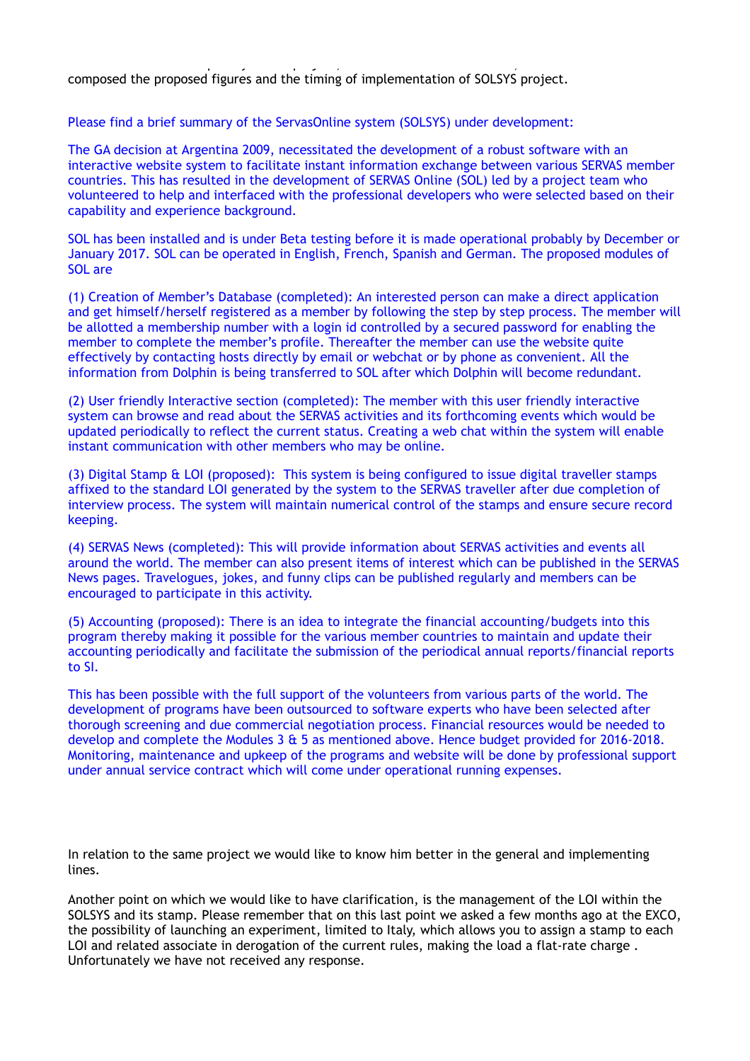composed the proposed figures and the timing of implementation of SOLSYS project.

Please find a brief summary of the ServasOnline system (SOLSYS) under development:

The GA decision at Argentina 2009, necessitated the development of a robust software with an interactive website system to facilitate instant information exchange between various SERVAS member countries. This has resulted in the development of SERVAS Online (SOL) led by a project team who volunteered to help and interfaced with the professional developers who were selected based on their capability and experience background.

SOL has been installed and is under Beta testing before it is made operational probably by December or January 2017. SOL can be operated in English, French, Spanish and German. The proposed modules of SOL are

(1) Creation of Member's Database (completed): An interested person can make a direct application and get himself/herself registered as a member by following the step by step process. The member will be allotted a membership number with a login id controlled by a secured password for enabling the member to complete the member's profile. Thereafter the member can use the website quite effectively by contacting hosts directly by email or webchat or by phone as convenient. All the information from Dolphin is being transferred to SOL after which Dolphin will become redundant.

(2) User friendly Interactive section (completed): The member with this user friendly interactive system can browse and read about the SERVAS activities and its forthcoming events which would be updated periodically to reflect the current status. Creating a web chat within the system will enable instant communication with other members who may be online.

(3) Digital Stamp & LOI (proposed): This system is being configured to issue digital traveller stamps affixed to the standard LOI generated by the system to the SERVAS traveller after due completion of interview process. The system will maintain numerical control of the stamps and ensure secure record keeping.

(4) SERVAS News (completed): This will provide information about SERVAS activities and events all around the world. The member can also present items of interest which can be published in the SERVAS News pages. Travelogues, jokes, and funny clips can be published regularly and members can be encouraged to participate in this activity.

(5) Accounting (proposed): There is an idea to integrate the financial accounting/budgets into this program thereby making it possible for the various member countries to maintain and update their accounting periodically and facilitate the submission of the periodical annual reports/financial reports to SI.

This has been possible with the full support of the volunteers from various parts of the world. The development of programs have been outsourced to software experts who have been selected after thorough screening and due commercial negotiation process. Financial resources would be needed to develop and complete the Modules 3 & 5 as mentioned above. Hence budget provided for 2016-2018. Monitoring, maintenance and upkeep of the programs and website will be done by professional support under annual service contract which will come under operational running expenses.

In relation to the same project we would like to know him better in the general and implementing lines.

Another point on which we would like to have clarification, is the management of the LOI within the SOLSYS and its stamp. Please remember that on this last point we asked a few months ago at the EXCO, the possibility of launching an experiment, limited to Italy, which allows you to assign a stamp to each LOI and related associate in derogation of the current rules, making the load a flat-rate charge . Unfortunately we have not received any response.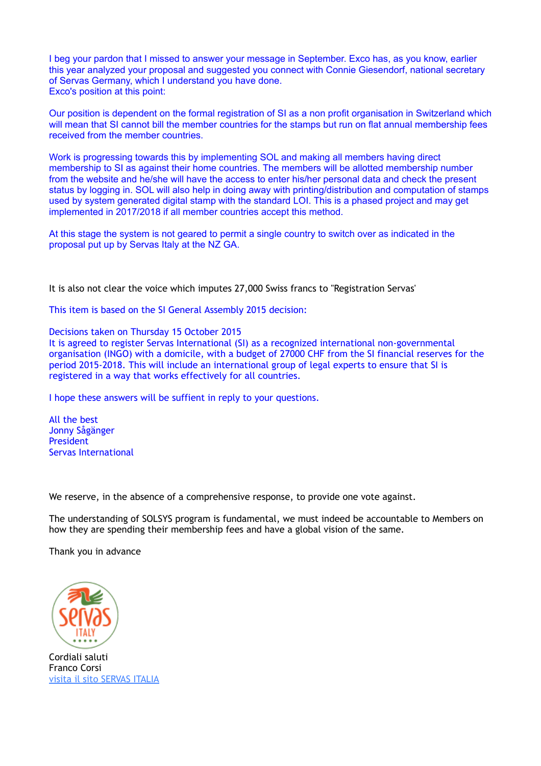I beg your pardon that I missed to answer your message in September. Exco has, as you know, earlier this year analyzed your proposal and suggested you connect with Connie Giesendorf, national secretary of Servas Germany, which I understand you have done.
Exco's position at this point:

Our position is dependent on the formal registration of SI as a non profit organisation in Switzerland which will mean that SI cannot bill the member countries for the stamps but run on flat annual membership fees received from the member countries.

Work is progressing towards this by implementing SOL and making all members having direct membership to SI as against their home countries. The members will be allotted membership number from the website and he/she will have the access to enter his/her personal data and check the present status by logging in. SOL will also help in doing away with printing/distribution and computation of stamps used by system generated digital stamp with the standard LOI. This is a phased project and may get implemented in 2017/2018 if all member countries accept this method.

At this stage the system is not geared to permit a single country to switch over as indicated in the proposal put up by Servas Italy at the NZ GA.

It is also not clear the voice which imputes 27,000 Swiss francs to "Registration Servas'

This item is based on the SI General Assembly 2015 decision:

Decisions taken on Thursday 15 October 2015
It is agreed to register Servas International (SI) as a recognized international non-governmental organisation (INGO) with a domicile, with a budget of 27000 CHF from the SI financial reserves for the period 2015-2018. This will include an international group of legal experts to ensure that SI is registered in a way that works effectively for all countries.

I hope these answers will be suffient in reply to your questions.

All the best
Jonny Sågänger
President
Servas International

We reserve, in the absence of a comprehensive response, to provide one vote against.

The understanding of SOLSYS program is fundamental, we must indeed be accountable to Members on how they are spending their membership fees and have a global vision of the same.

Thank you in advance

Cordiali saluti
Franco Corsi
visita il sito SERVAS ITALIA